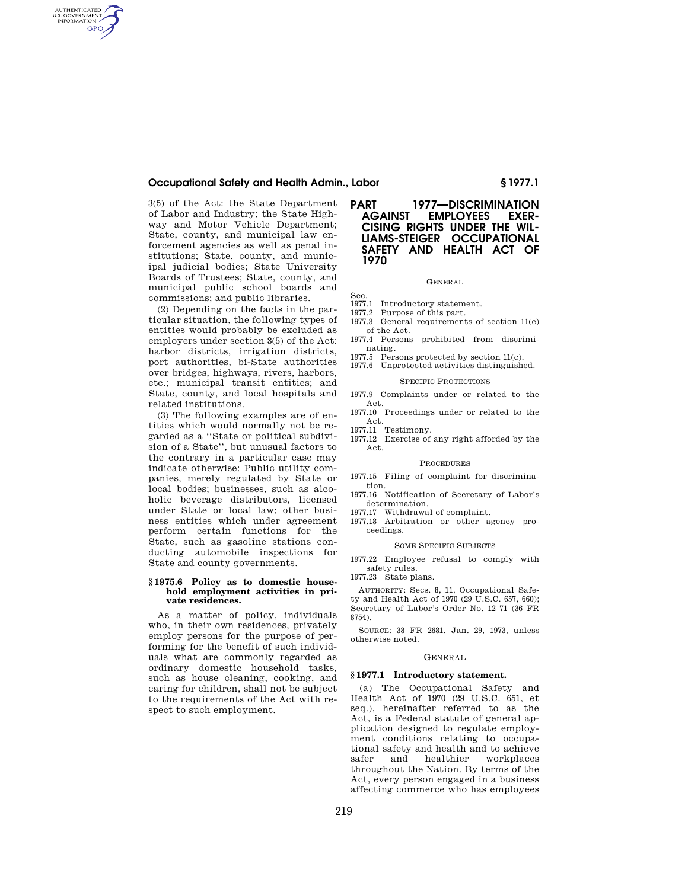3(5) of the Act: the State Department of Labor and Industry; the State Highway and Motor Vehicle Department; State, county, and municipal law enforcement agencies as well as penal institutions; State, county, and municipal judicial bodies; State University Boards of Trustees; State, county, and municipal public school boards and commissions; and public libraries.

(2) Depending on the facts in the particular situation, the following types of entities would probably be excluded as employers under section 3(5) of the Act: harbor districts, irrigation districts, port authorities, bi-State authorities over bridges, highways, rivers, harbors, etc.; municipal transit entities; and State, county, and local hospitals and related institutions.

(3) The following examples are of entities which would normally not be regarded as a ''State or political subdivision of a State'', but unusual factors to the contrary in a particular case may indicate otherwise: Public utility companies, merely regulated by State or local bodies; businesses, such as alcoholic beverage distributors, licensed under State or local law; other business entities which under agreement perform certain functions for the State, such as gasoline stations conducting automobile inspections for State and county governments.

### § 1975.6 Policy as to domestic household employment activities in private residences.

As a matter of policy, individuals who, in their own residences, privately employ persons for the purpose of performing for the benefit of such individuals what are commonly regarded as ordinary domestic household tasks, such as house cleaning, cooking, and caring for children, shall not be subject to the requirements of the Act with respect to such employment.

# PART 1977—DISCRIMINATION AGAINST EMPLOYEES EXERCISING RIGHTS UNDER THE WILLIAMS-STEIGER OCCUPATIONAL SAFETY AND HEALTH ACT OF 1970

GENERAL

Sec.
1977.1 Introductory statement.
1977.2 Purpose of this part.
1977.3 General requirements of section 11(c) of the Act.
1977.4 Persons prohibited from discriminating.
1977.5 Persons protected by section 11(c).
1977.6 Unprotected activities distinguished.

SPECIFIC PROTECTIONS

1977.9 Complaints under or related to the Act.
1977.10 Proceedings under or related to the Act.
1977.11 Testimony.
1977.12 Exercise of any right afforded by the Act.

PROCEDURES

1977.15 Filing of complaint for discrimination.
1977.16 Notification of Secretary of Labor's determination.
1977.17 Withdrawal of complaint.
1977.18 Arbitration or other agency proceedings.

SOME SPECIFIC SUBJECTS

1977.22 Employee refusal to comply with safety rules.
1977.23 State plans.

AUTHORITY: Secs. 8, 11, Occupational Safety and Health Act of 1970 (29 U.S.C. 657, 660); Secretary of Labor's Order No. 12–71 (36 FR 8754).

SOURCE: 38 FR 2681, Jan. 29, 1973, unless otherwise noted.

GENERAL

### § 1977.1 Introductory statement.

(a) The Occupational Safety and Health Act of 1970 (29 U.S.C. 651, et seq.), hereinafter referred to as the Act, is a Federal statute of general application designed to regulate employment conditions relating to occupational safety and health and to achieve safer and healthier workplaces throughout the Nation. By terms of the Act, every person engaged in a business affecting commerce who has employees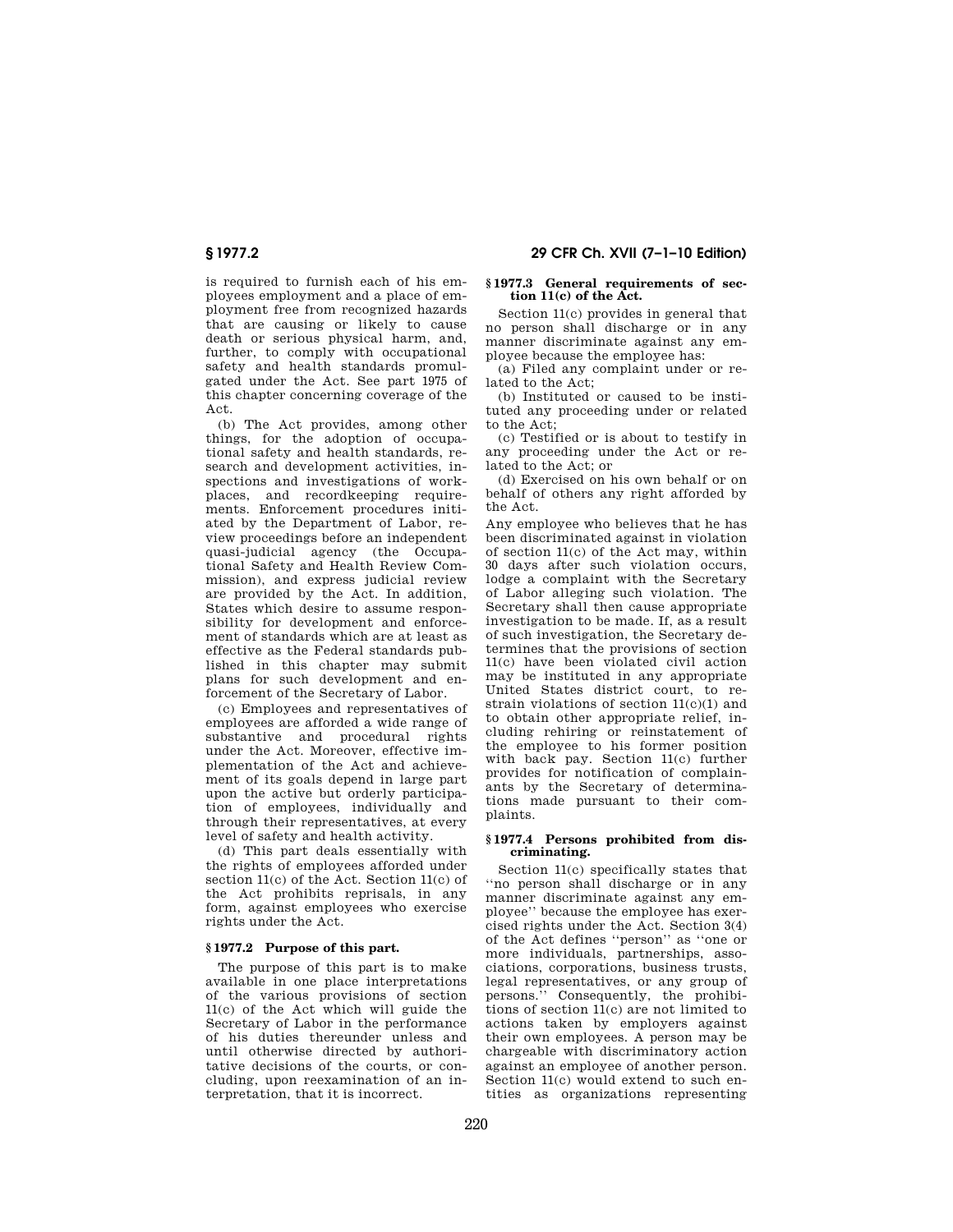is required to furnish each of his employees employment and a place of employment free from recognized hazards that are causing or likely to cause death or serious physical harm, and, further, to comply with occupational safety and health standards promulgated under the Act. See part 1975 of this chapter concerning coverage of the Act.

(b) The Act provides, among other things, for the adoption of occupational safety and health standards, research and development activities, inspections and investigations of workplaces, and recordkeeping requirements. Enforcement procedures initiated by the Department of Labor, review proceedings before an independent quasi-judicial agency (the Occupational Safety and Health Review Commission), and express judicial review are provided by the Act. In addition, States which desire to assume responsibility for development and enforcement of standards which are at least as effective as the Federal standards published in this chapter may submit plans for such development and enforcement of the Secretary of Labor.

(c) Employees and representatives of employees are afforded a wide range of substantive and procedural rights under the Act. Moreover, effective implementation of the Act and achievement of its goals depend in large part upon the active but orderly participation of employees, individually and through their representatives, at every level of safety and health activity.

(d) This part deals essentially with the rights of employees afforded under section 11(c) of the Act. Section 11(c) of the Act prohibits reprisals, in any form, against employees who exercise rights under the Act.

### § 1977.2 Purpose of this part.

The purpose of this part is to make available in one place interpretations of the various provisions of section 11(c) of the Act which will guide the Secretary of Labor in the performance of his duties thereunder unless and until otherwise directed by authoritative decisions of the courts, or concluding, upon reexamination of an interpretation, that it is incorrect.

### § 1977.3 General requirements of section 11(c) of the Act.

Section 11(c) provides in general that no person shall discharge or in any manner discriminate against any employee because the employee has:

(a) Filed any complaint under or related to the Act;

(b) Instituted or caused to be instituted any proceeding under or related to the Act;

(c) Testified or is about to testify in any proceeding under the Act or related to the Act; or

(d) Exercised on his own behalf or on behalf of others any right afforded by the Act.

Any employee who believes that he has been discriminated against in violation of section 11(c) of the Act may, within 30 days after such violation occurs, lodge a complaint with the Secretary of Labor alleging such violation. The Secretary shall then cause appropriate investigation to be made. If, as a result of such investigation, the Secretary determines that the provisions of section 11(c) have been violated civil action may be instituted in any appropriate United States district court, to restrain violations of section 11(c)(1) and to obtain other appropriate relief, including rehiring or reinstatement of the employee to his former position with back pay. Section 11(c) further provides for notification of complainants by the Secretary of determinations made pursuant to their complaints.

### § 1977.4 Persons prohibited from discriminating.

Section 11(c) specifically states that ''no person shall discharge or in any manner discriminate against any employee'' because the employee has exercised rights under the Act. Section 3(4) of the Act defines ''person'' as ''one or more individuals, partnerships, associations, corporations, business trusts, legal representatives, or any group of persons.'' Consequently, the prohibitions of section 11(c) are not limited to actions taken by employers against their own employees. A person may be chargeable with discriminatory action against an employee of another person. Section 11(c) would extend to such entities as organizations representing